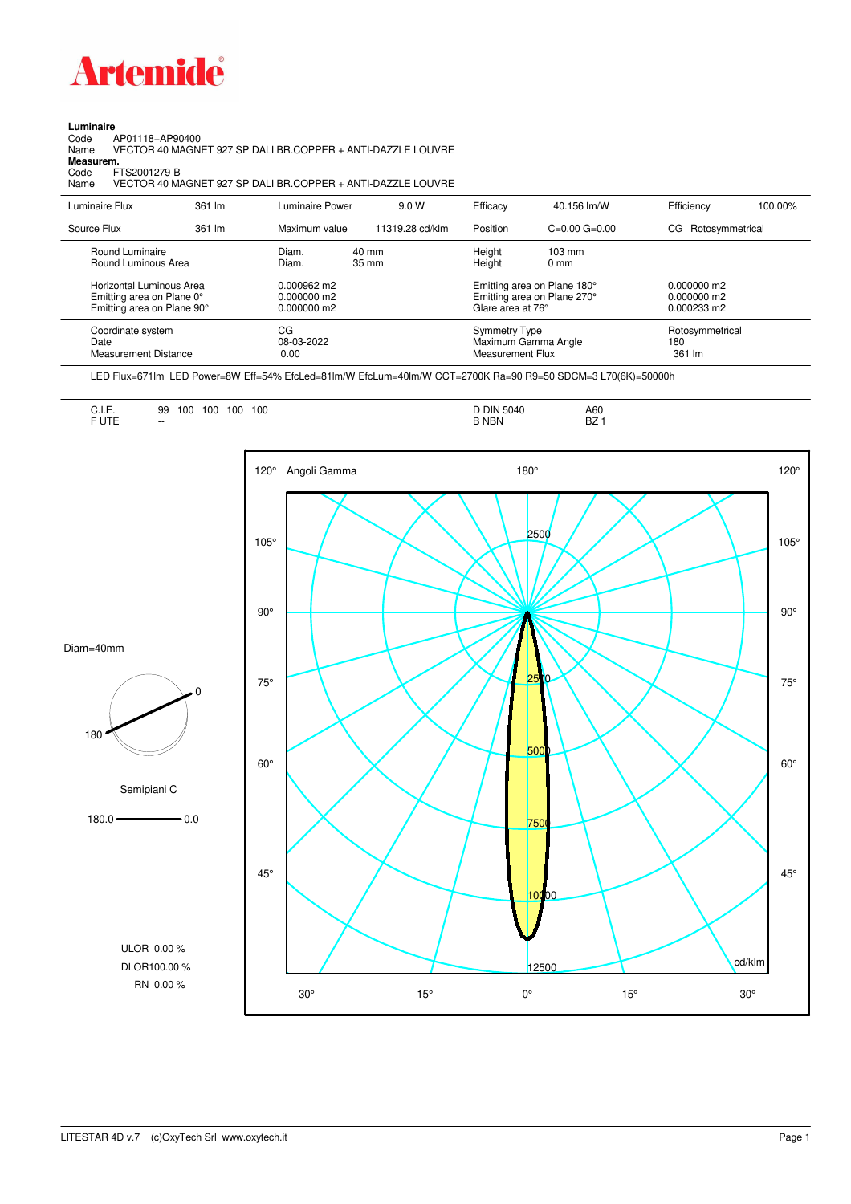# Artemide

**Luminaire**

Code AP01118+AP90400

Name VECTOR 40 MAGNET 927 SP DALI BR.COPPER + ANTI-DAZZLE LOUVRE

**Measurem.**

Code FTS2001279-B

Name VECTOR 40 MAGNET 927 SP DALI BR.COPPER + ANTI-DAZZLE LOUVRE

| Luminaire Flux | 361 lm | Luminaire Power | 9.0 W | Efficacy | 40.156 lm/W | Efficiency | 100.00% |
|---|---|---|---|---|---|---|---|
| Source Flux | 361 lm | Maximum value | 11319.28 cd/klm | Position | C=0.00 G=0.00 | CG | Rotosymmetrical |

| | | | | |
|---|---|---|---|---|
| Round Luminaire | Diam. 40 mm | Height | 103 mm | |
| Round Luminous Area | Diam. 35 mm | Height | 0 mm | |
| Horizontal Luminous Area | 0.000962 m2 | Emitting area on Plane 180° | | 0.000000 m2 |
| Emitting area on Plane 0° | 0.000000 m2 | Emitting area on Plane 270° | | 0.000000 m2 |
| Emitting area on Plane 90° | 0.000000 m2 | Glare area at 76° | | 0.000233 m2 |

| | | | |
|---|---|---|---|
| Coordinate system | CG | Symmetry Type | Rotosymmetrical |
| Date | 08-03-2022 | Maximum Gamma Angle | 180 |
| Measurement Distance | 0.00 | Measurement Flux | 361 lm |

LED Flux=671lm LED Power=8W Eff=54% EfcLed=81lm/W EfcLum=40lm/W CCT=2700K Ra=90 R9=50 SDCM=3 L70(6K)=50000h

| | | | |
|---|---|---|---|
| C.I.E. | 99 100 100 100 100 | D DIN 5040 | A60 |
| F UTE | -- | B NBN | BZ 1 |

Diam=40mm

Semipiani C

180.0 — 0.0

ULOR 0.00 %

DLOR100.00 %

RN 0.00 %

Angoli Gamma

cd/klm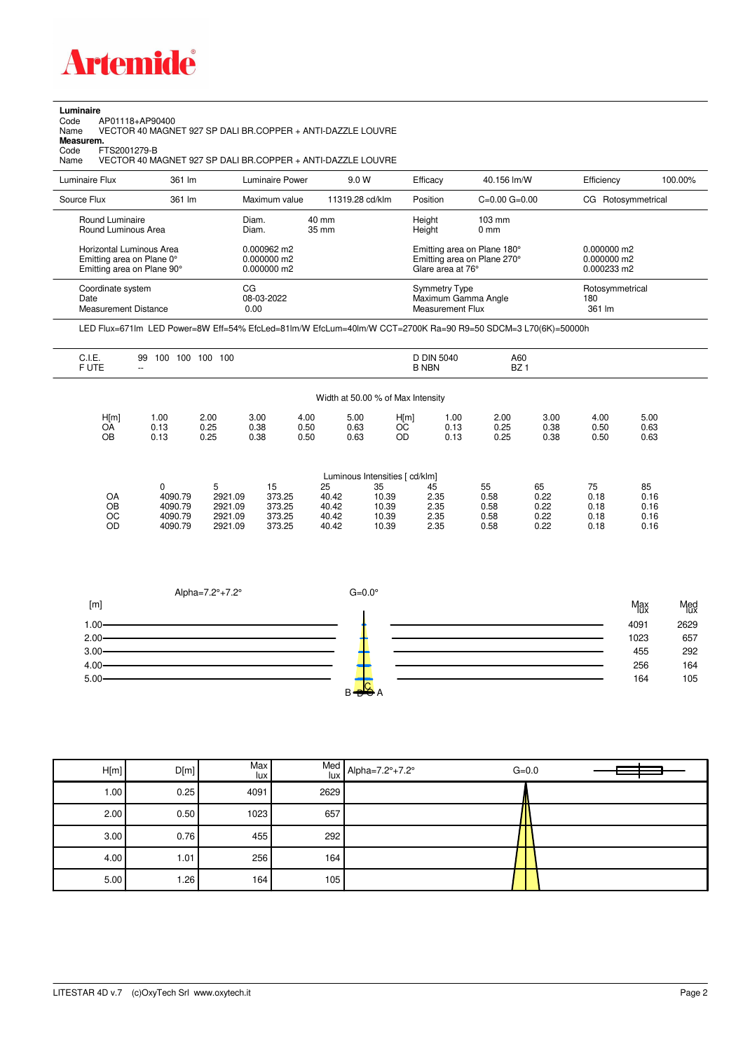Artemide

**Luminaire**

Code AP01118+AP90400

Name VECTOR 40 MAGNET 927 SP DALI BR.COPPER + ANTI-DAZZLE LOUVRE

**Measurem.**

Code FTS2001279-B

Name VECTOR 40 MAGNET 927 SP DALI BR.COPPER + ANTI-DAZZLE LOUVRE

| | | | | | | | |
|---|---|---|---|---|---|---|---|
| Luminaire Flux | 361 lm | Luminaire Power | 9.0 W | Efficacy | 40.156 lm/W | Efficiency | 100.00% |
| Source Flux | 361 lm | Maximum value | 11319.28 cd/klm | Position | C=0.00 G=0.00 | CG | Rotosymmetrical |

| | | | | | |
|---|---|---|---|---|---|
| Round Luminaire | Diam. | 40 mm | Height | 103 mm | |
| Round Luminous Area | Diam. | 35 mm | Height | 0 mm | |
| Horizontal Luminous Area | 0.000962 m2 | | Emitting area on Plane 180° | | 0.000000 m2 |
| Emitting area on Plane 0° | 0.000000 m2 | | Emitting area on Plane 270° | | 0.000000 m2 |
| Emitting area on Plane 90° | 0.000000 m2 | | Glare area at 76° | | 0.000233 m2 |

| | | | |
|---|---|---|---|
| Coordinate system | CG | Symmetry Type | Rotosymmetrical |
| Date | 08-03-2022 | Maximum Gamma Angle | 180 |
| Measurement Distance | 0.00 | Measurement Flux | 361 lm |

LED Flux=671lm LED Power=8W Eff=54% EfcLed=81lm/W EfcLum=40lm/W CCT=2700K Ra=90 R9=50 SDCM=3 L70(6K)=50000h

| | | | |
|---|---|---|---|
| C.I.E. | 99 100 100 100 100 | D DIN 5040 | A60 |
| F UTE | -- | B NBN | BZ 1 |

Width at 50.00 % of Max Intensity

| H[m] | 1.00 | 2.00 | 3.00 | 4.00 | 5.00 | H[m] | 1.00 | 2.00 | 3.00 | 4.00 | 5.00 |
|---|---|---|---|---|---|---|---|---|---|---|---|
| OA | 0.13 | 0.25 | 0.38 | 0.50 | 0.63 | OC | 0.13 | 0.25 | 0.38 | 0.50 | 0.63 |
| OB | 0.13 | 0.25 | 0.38 | 0.50 | 0.63 | OD | 0.13 | 0.25 | 0.38 | 0.50 | 0.63 |

Luminous Intensities [ cd/klm]

| | 0 | 5 | 15 | 25 | 35 | 45 | 55 | 65 | 75 | 85 |
|---|---|---|---|---|---|---|---|---|---|---|
| OA | 4090.79 | 2921.09 | 373.25 | 40.42 | 10.39 | 2.35 | 0.58 | 0.22 | 0.18 | 0.16 |
| OB | 4090.79 | 2921.09 | 373.25 | 40.42 | 10.39 | 2.35 | 0.58 | 0.22 | 0.18 | 0.16 |
| OC | 4090.79 | 2921.09 | 373.25 | 40.42 | 10.39 | 2.35 | 0.58 | 0.22 | 0.18 | 0.16 |
| OD | 4090.79 | 2921.09 | 373.25 | 40.42 | 10.39 | 2.35 | 0.58 | 0.22 | 0.18 | 0.16 |

Alpha=7.2°+7.2°

G=0.0°

[m]

1.00

2.00

3.00

4.00

5.00

B D C A

Max lux: 4091, 1023, 455, 256, 164

Med lux: 2629, 657, 292, 164, 105

| H[m] | D[m] | Max lux | Med lux | Alpha=7.2°+7.2° G=0.0 |
|---|---|---|---|---|
| 1.00 | 0.25 | 4091 | 2629 | |
| 2.00 | 0.50 | 1023 | 657 | |
| 3.00 | 0.76 | 455 | 292 | |
| 4.00 | 1.01 | 256 | 164 | |
| 5.00 | 1.26 | 164 | 105 | |

LITESTAR 4D v.7 (c)OxyTech Srl www.oxytech.it